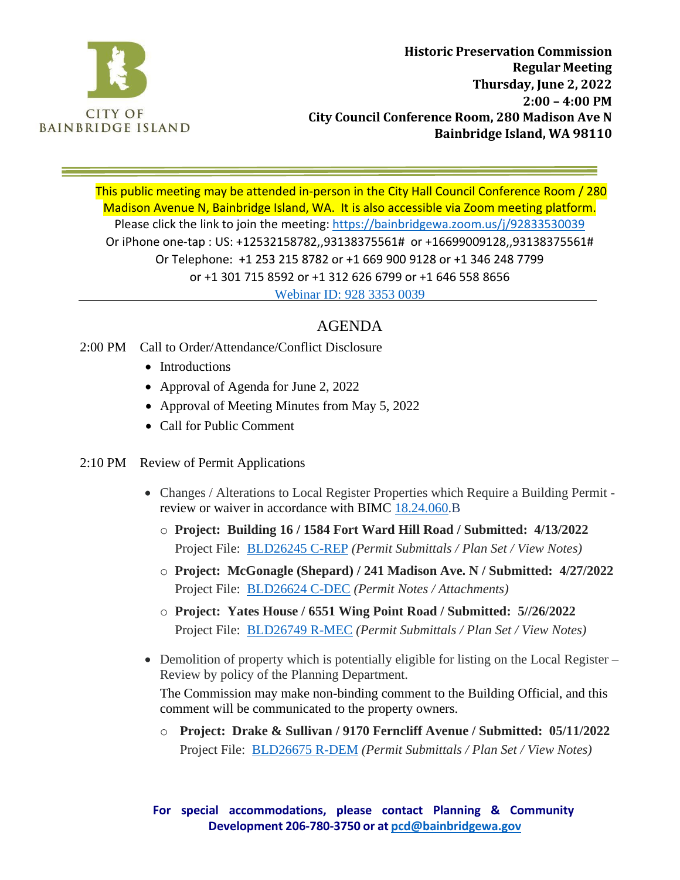CITY OF BAINBRIDGE ISLAND

**Historic Preservation Commission**
**Regular Meeting**
**Thursday, June 2, 2022**
**2:00 – 4:00 PM**
**City Council Conference Room, 280 Madison Ave N**
**Bainbridge Island, WA 98110**

---

This public meeting may be attended in-person in the City Hall Council Conference Room / 280 Madison Avenue N, Bainbridge Island, WA. It is also accessible via Zoom meeting platform.
Please click the link to join the meeting: https://bainbridgewa.zoom.us/j/92833530039
Or iPhone one-tap : US: +12532158782,,93138375561# or +16699009128,,93138375561#
Or Telephone: +1 253 215 8782 or +1 669 900 9128 or +1 346 248 7799
or +1 301 715 8592 or +1 312 626 6799 or +1 646 558 8656
Webinar ID: 928 3353 0039

---

## AGENDA

2:00 PM Call to Order/Attendance/Conflict Disclosure

- Introductions
- Approval of Agenda for June 2, 2022
- Approval of Meeting Minutes from May 5, 2022
- Call for Public Comment

2:10 PM Review of Permit Applications

- Changes / Alterations to Local Register Properties which Require a Building Permit - review or waiver in accordance with BIMC 18.24.060.B
  - **Project: Building 16 / 1584 Fort Ward Hill Road / Submitted: 4/13/2022**
    Project File: BLD26245 C-REP *(Permit Submittals / Plan Set / View Notes)*
  - **Project: McGonagle (Shepard) / 241 Madison Ave. N / Submitted: 4/27/2022**
    Project File: BLD26624 C-DEC *(Permit Notes / Attachments)*
  - **Project: Yates House / 6551 Wing Point Road / Submitted: 5//26/2022**
    Project File: BLD26749 R-MEC *(Permit Submittals / Plan Set / View Notes)*
- Demolition of property which is potentially eligible for listing on the Local Register – Review by policy of the Planning Department.
  The Commission may make non-binding comment to the Building Official, and this comment will be communicated to the property owners.
  - **Project: Drake & Sullivan / 9170 Ferncliff Avenue / Submitted: 05/11/2022**
    Project File: BLD26675 R-DEM *(Permit Submittals / Plan Set / View Notes)*

**For special accommodations, please contact Planning & Community Development 206-780-3750 or at pcd@bainbridgewa.gov**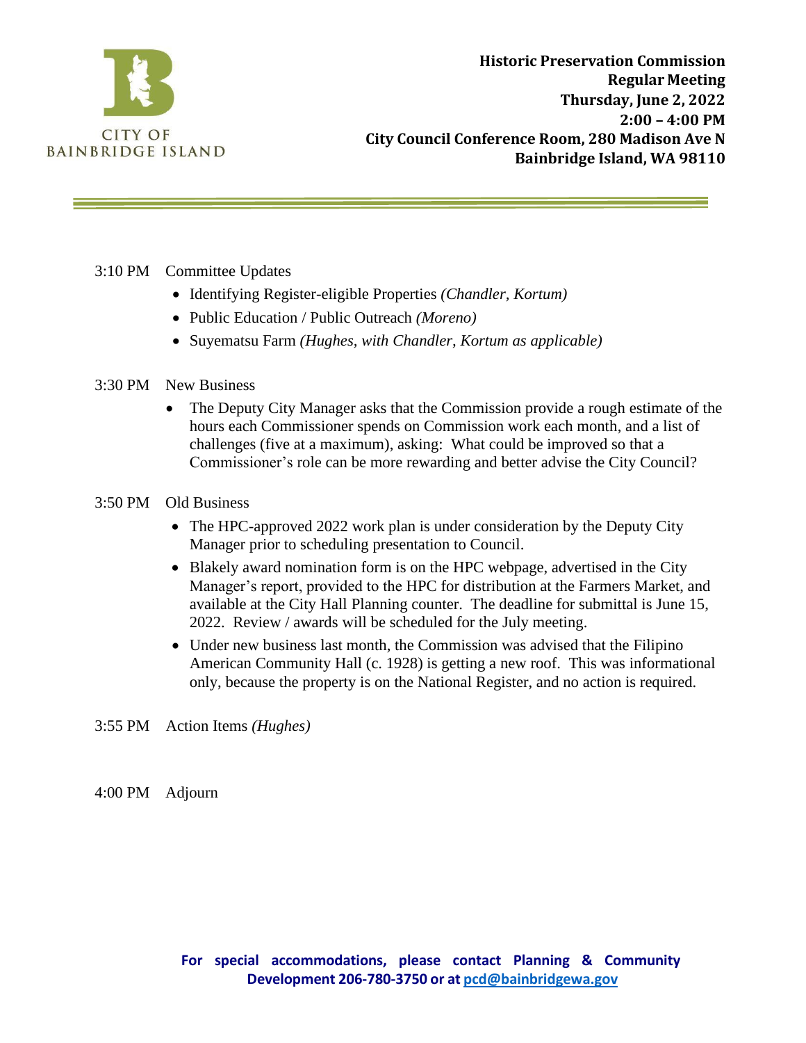**Historic Preservation Commission**
**Regular Meeting**
**Thursday, June 2, 2022**
**2:00 – 4:00 PM**
**City Council Conference Room, 280 Madison Ave N**
**Bainbridge Island, WA 98110**

3:10 PM Committee Updates

- Identifying Register-eligible Properties *(Chandler, Kortum)*
- Public Education / Public Outreach *(Moreno)*
- Suyematsu Farm *(Hughes, with Chandler, Kortum as applicable)*

3:30 PM New Business

- The Deputy City Manager asks that the Commission provide a rough estimate of the hours each Commissioner spends on Commission work each month, and a list of challenges (five at a maximum), asking: What could be improved so that a Commissioner's role can be more rewarding and better advise the City Council?

3:50 PM Old Business

- The HPC-approved 2022 work plan is under consideration by the Deputy City Manager prior to scheduling presentation to Council.
- Blakely award nomination form is on the HPC webpage, advertised in the City Manager's report, provided to the HPC for distribution at the Farmers Market, and available at the City Hall Planning counter. The deadline for submittal is June 15, 2022. Review / awards will be scheduled for the July meeting.
- Under new business last month, the Commission was advised that the Filipino American Community Hall (c. 1928) is getting a new roof. This was informational only, because the property is on the National Register, and no action is required.

3:55 PM Action Items *(Hughes)*

4:00 PM Adjourn

**For special accommodations, please contact Planning & Community Development 206-780-3750 or at [pcd@bainbridgewa.gov](mailto:pcd@bainbridgewa.gov)**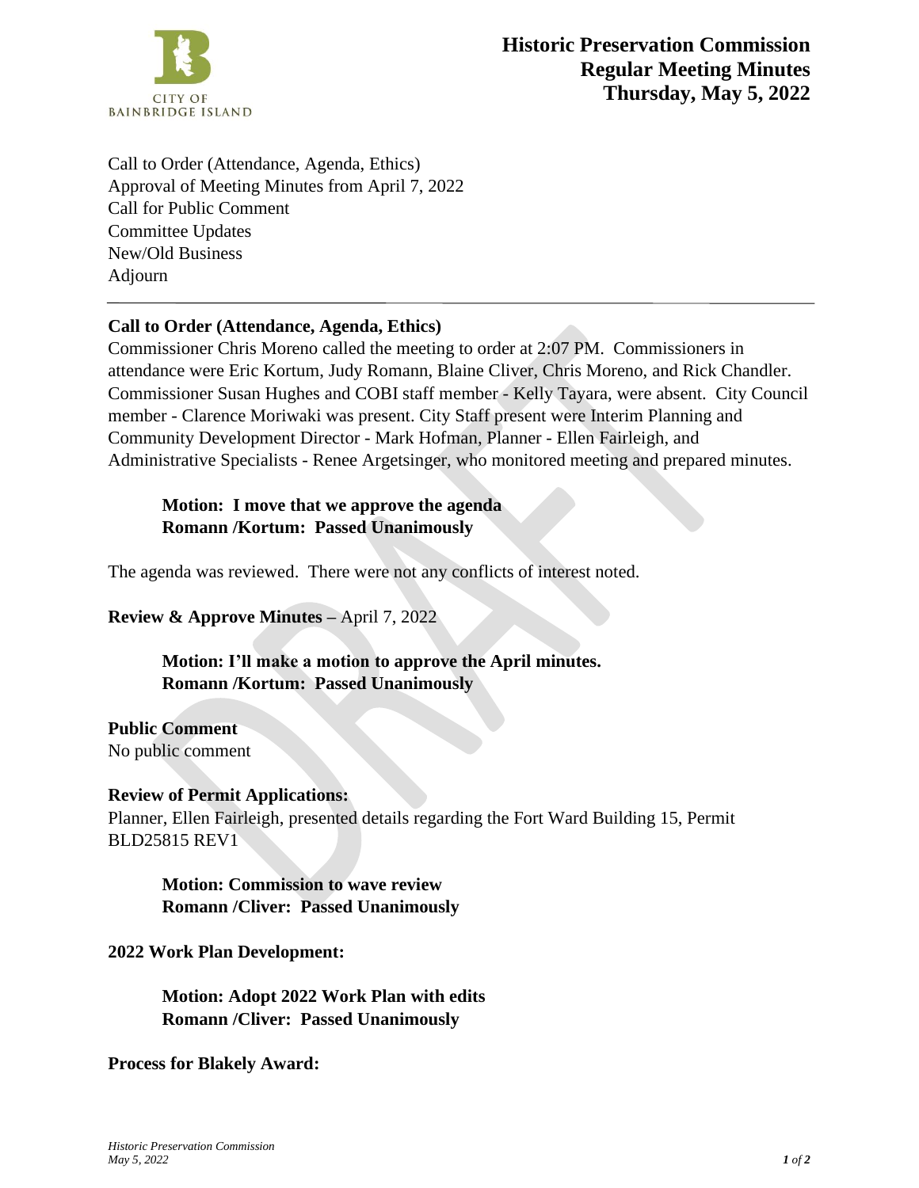# Historic Preservation Commission Regular Meeting Minutes Thursday, May 5, 2022

CITY OF BAINBRIDGE ISLAND

Call to Order (Attendance, Agenda, Ethics)
Approval of Meeting Minutes from April 7, 2022
Call for Public Comment
Committee Updates
New/Old Business
Adjourn

---

**Call to Order (Attendance, Agenda, Ethics)**
Commissioner Chris Moreno called the meeting to order at 2:07 PM. Commissioners in attendance were Eric Kortum, Judy Romann, Blaine Cliver, Chris Moreno, and Rick Chandler. Commissioner Susan Hughes and COBI staff member - Kelly Tayara, were absent. City Council member - Clarence Moriwaki was present. City Staff present were Interim Planning and Community Development Director - Mark Hofman, Planner - Ellen Fairleigh, and Administrative Specialists - Renee Argetsinger, who monitored meeting and prepared minutes.

> **Motion: I move that we approve the agenda**
> **Romann /Kortum: Passed Unanimously**

The agenda was reviewed. There were not any conflicts of interest noted.

**Review & Approve Minutes –** April 7, 2022

> **Motion: I'll make a motion to approve the April minutes.**
> **Romann /Kortum: Passed Unanimously**

**Public Comment**
No public comment

**Review of Permit Applications:**
Planner, Ellen Fairleigh, presented details regarding the Fort Ward Building 15, Permit BLD25815 REV1

> **Motion: Commission to wave review**
> **Romann /Cliver: Passed Unanimously**

**2022 Work Plan Development:**

> **Motion: Adopt 2022 Work Plan with edits**
> **Romann /Cliver: Passed Unanimously**

**Process for Blakely Award:**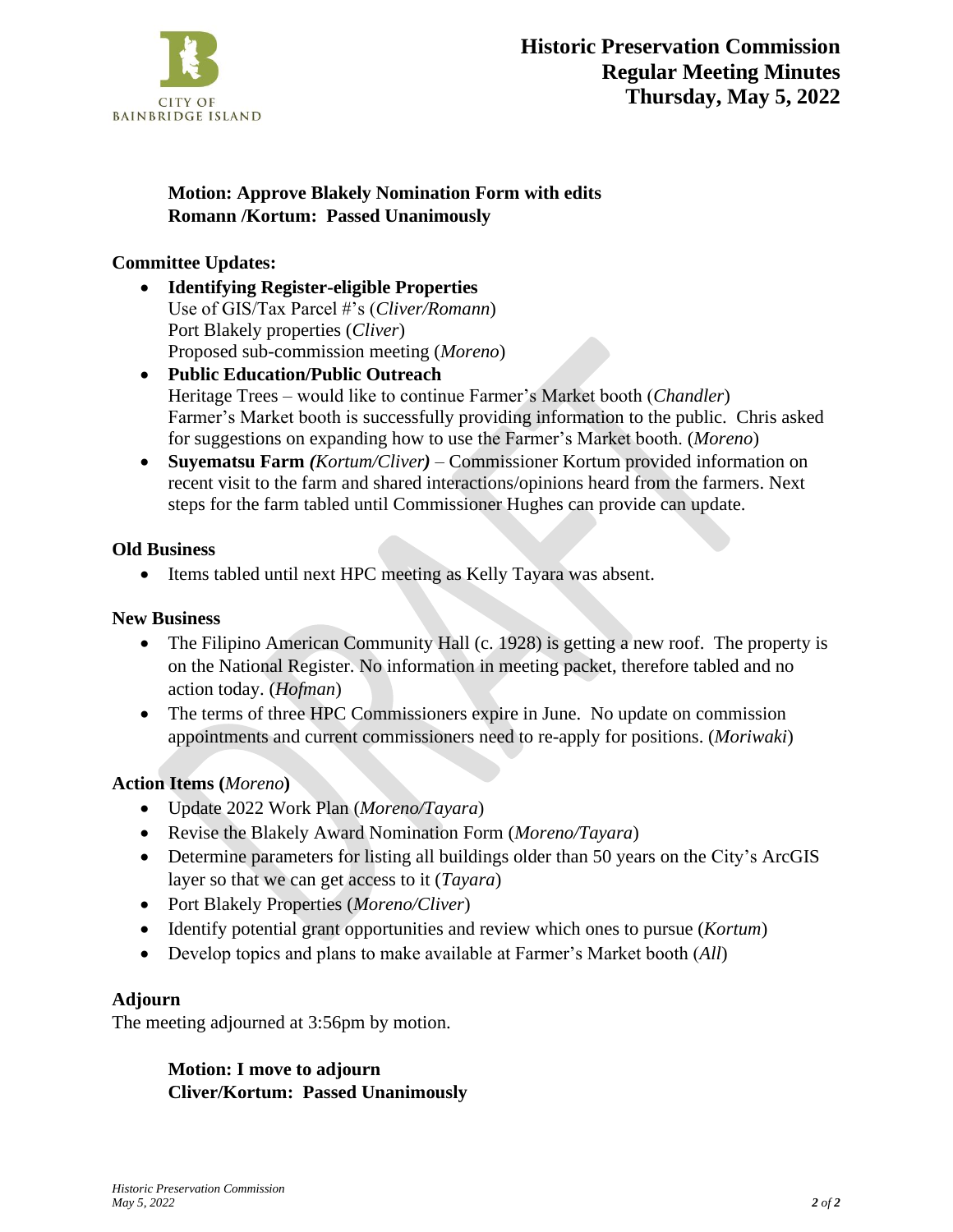**Motion: Approve Blakely Nomination Form with edits**
**Romann /Kortum: Passed Unanimously**

**Committee Updates:**

- **Identifying Register-eligible Properties**
  Use of GIS/Tax Parcel #'s (*Cliver/Romann*)
  Port Blakely properties (*Cliver*)
  Proposed sub-commission meeting (*Moreno*)
- **Public Education/Public Outreach**
  Heritage Trees – would like to continue Farmer's Market booth (*Chandler*)
  Farmer's Market booth is successfully providing information to the public. Chris asked for suggestions on expanding how to use the Farmer's Market booth. (*Moreno*)
- **Suyematsu Farm** ***(Kortum/Cliver)*** – Commissioner Kortum provided information on recent visit to the farm and shared interactions/opinions heard from the farmers. Next steps for the farm tabled until Commissioner Hughes can provide can update.

**Old Business**

- Items tabled until next HPC meeting as Kelly Tayara was absent.

**New Business**

- The Filipino American Community Hall (c. 1928) is getting a new roof. The property is on the National Register. No information in meeting packet, therefore tabled and no action today. (*Hofman*)
- The terms of three HPC Commissioners expire in June. No update on commission appointments and current commissioners need to re-apply for positions. (*Moriwaki*)

**Action Items (*Moreno*)**

- Update 2022 Work Plan (*Moreno/Tayara*)
- Revise the Blakely Award Nomination Form (*Moreno/Tayara*)
- Determine parameters for listing all buildings older than 50 years on the City's ArcGIS layer so that we can get access to it (*Tayara*)
- Port Blakely Properties (*Moreno/Cliver*)
- Identify potential grant opportunities and review which ones to pursue (*Kortum*)
- Develop topics and plans to make available at Farmer's Market booth (*All*)

**Adjourn**

The meeting adjourned at 3:56pm by motion.

**Motion: I move to adjourn**
**Cliver/Kortum: Passed Unanimously**